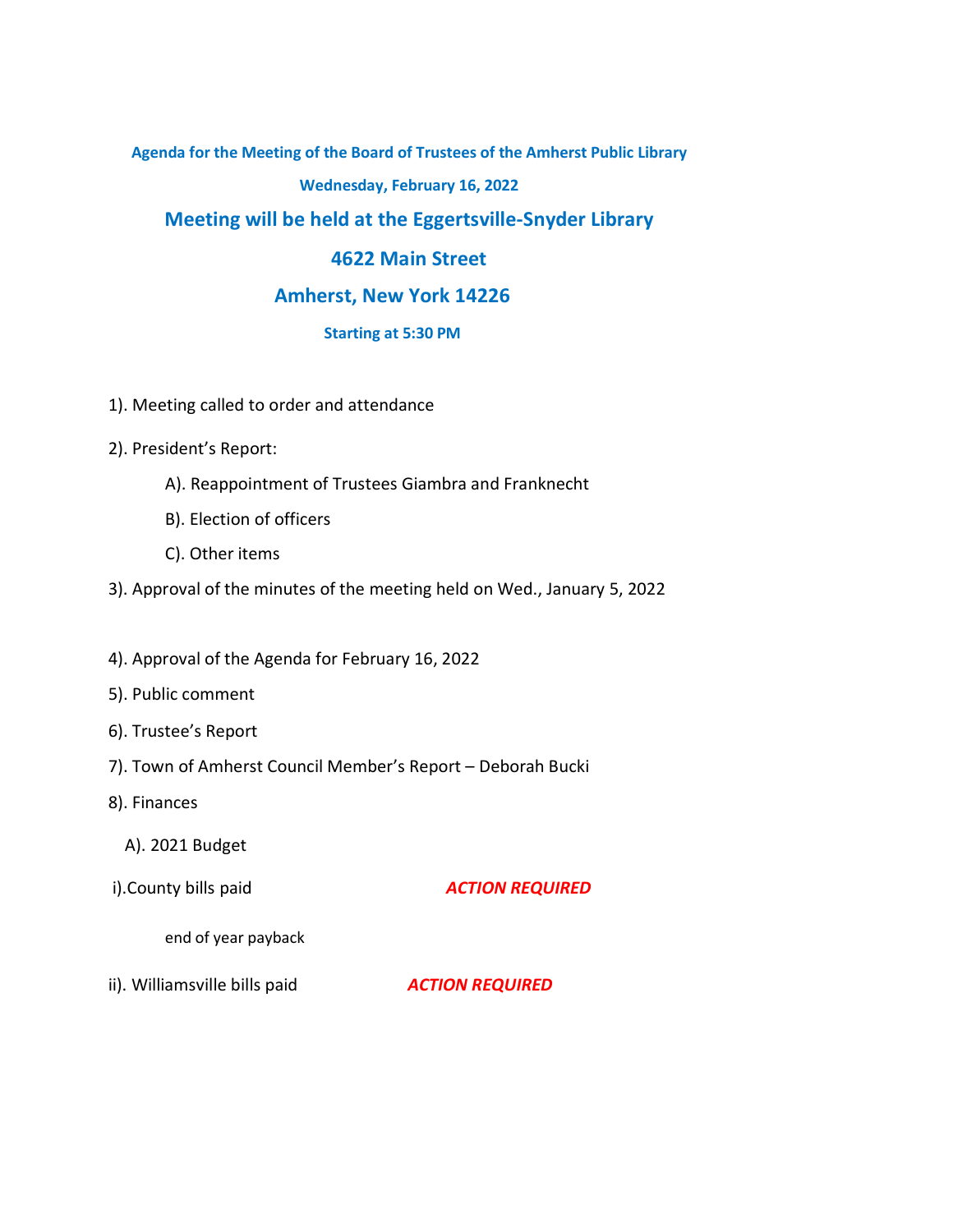**Agenda for the Meeting of the Board of Trustees of the Amherst Public Library**

**Wednesday, February 16, 2022**

## Meeting will be held at the Eggertsville-Snyder Library

## 4622 Main Street

## Amherst, New York 14226

**Starting at 5:30 PM**

1). Meeting called to order and attendance

2). President's Report:

A). Reappointment of Trustees Giambra and Franknecht

B). Election of officers

C). Other items

3). Approval of the minutes of the meeting held on Wed., January 5, 2022

4). Approval of the Agenda for February 16, 2022

5). Public comment

6). Trustee's Report

7). Town of Amherst Council Member's Report – Deborah Bucki

8). Finances

A). 2021 Budget

i).County bills paid ***ACTION REQUIRED***

end of year payback

ii). Williamsville bills paid ***ACTION REQUIRED***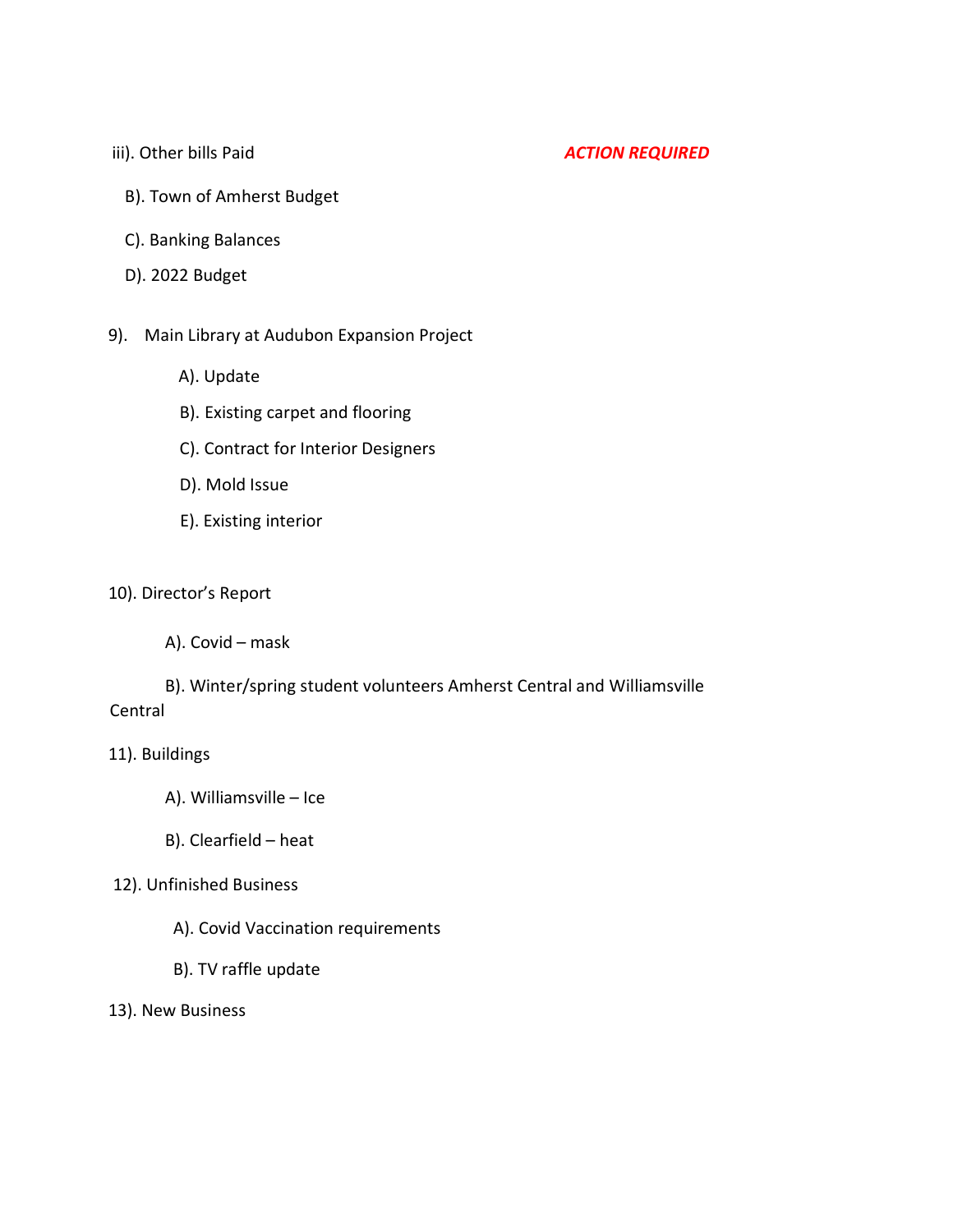iii). Other bills Paid *ACTION REQUIRED*

B). Town of Amherst Budget

C). Banking Balances

D). 2022 Budget

9). Main Library at Audubon Expansion Project

A). Update

B). Existing carpet and flooring

C). Contract for Interior Designers

D). Mold Issue

E). Existing interior

10). Director's Report

A). Covid – mask

B). Winter/spring student volunteers Amherst Central and Williamsville Central

11). Buildings

A). Williamsville – Ice

B). Clearfield – heat

12). Unfinished Business

A). Covid Vaccination requirements

B). TV raffle update

13). New Business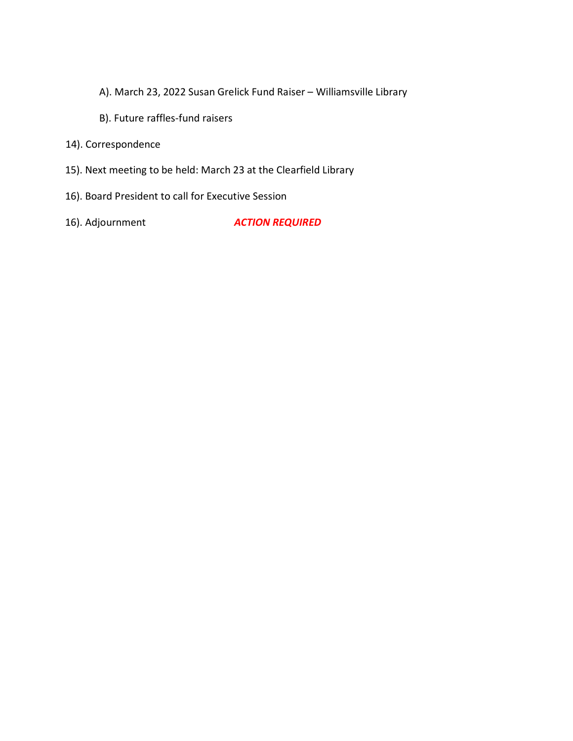A). March 23, 2022 Susan Grelick Fund Raiser – Williamsville Library

B). Future raffles-fund raisers

14). Correspondence

15). Next meeting to be held: March 23 at the Clearfield Library

16). Board President to call for Executive Session

16). Adjournment ***ACTION REQUIRED***